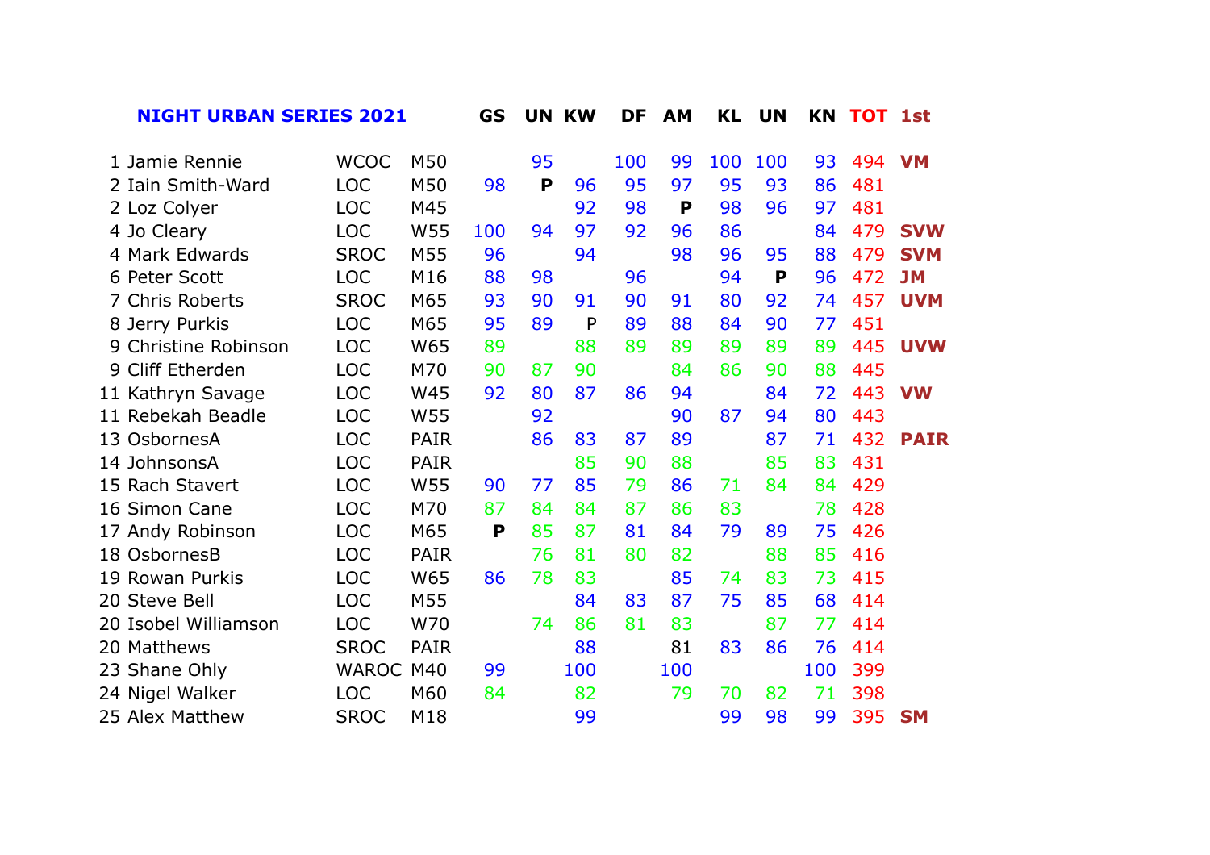| NIGHT URBAN SERIES 2021 | | | | GS | UN | KW | DF | AM | KL | UN | KN | TOT | 1st |
|---|---|---|---|---|---|---|---|---|---|---|---|---|---|
| 1 | Jamie Rennie | WCOC | M50 | | 95 | | 100 | 99 | 100 | 100 | 93 | 494 | **VM** |
| 2 | Iain Smith-Ward | LOC | M50 | 98 | **P** | 96 | 95 | 97 | 95 | 93 | 86 | 481 | |
| 2 | Loz Colyer | LOC | M45 | | | 92 | 98 | **P** | 98 | 96 | 97 | 481 | |
| 4 | Jo Cleary | LOC | W55 | 100 | 94 | 97 | 92 | 96 | 86 | | 84 | 479 | **SVW** |
| 4 | Mark Edwards | SROC | M55 | 96 | | 94 | | 98 | 96 | 95 | 88 | 479 | **SVM** |
| 6 | Peter Scott | LOC | M16 | 88 | 98 | | 96 | | 94 | **P** | 96 | 472 | **JM** |
| 7 | Chris Roberts | SROC | M65 | 93 | 90 | 91 | 90 | 91 | 80 | 92 | 74 | 457 | **UVM** |
| 8 | Jerry Purkis | LOC | M65 | 95 | 89 | P | 89 | 88 | 84 | 90 | 77 | 451 | |
| 9 | Christine Robinson | LOC | W65 | 89 | | 88 | 89 | 89 | 89 | 89 | 89 | 445 | **UVW** |
| 9 | Cliff Etherden | LOC | M70 | 90 | 87 | 90 | | 84 | 86 | 90 | 88 | 445 | |
| 11 | Kathryn Savage | LOC | W45 | 92 | 80 | 87 | 86 | 94 | | 84 | 72 | 443 | **VW** |
| 11 | Rebekah Beadle | LOC | W55 | | 92 | | | 90 | 87 | 94 | 80 | 443 | |
| 13 | OsbornesA | LOC | PAIR | | 86 | 83 | 87 | 89 | | 87 | 71 | 432 | **PAIR** |
| 14 | JohnsonsA | LOC | PAIR | | | 85 | 90 | 88 | | 85 | 83 | 431 | |
| 15 | Rach Stavert | LOC | W55 | 90 | 77 | 85 | 79 | 86 | 71 | 84 | 84 | 429 | |
| 16 | Simon Cane | LOC | M70 | 87 | 84 | 84 | 87 | 86 | 83 | | 78 | 428 | |
| 17 | Andy Robinson | LOC | M65 | **P** | 85 | 87 | 81 | 84 | 79 | 89 | 75 | 426 | |
| 18 | OsbornesB | LOC | PAIR | | 76 | 81 | 80 | 82 | | 88 | 85 | 416 | |
| 19 | Rowan Purkis | LOC | W65 | 86 | 78 | 83 | | 85 | 74 | 83 | 73 | 415 | |
| 20 | Steve Bell | LOC | M55 | | | 84 | 83 | 87 | 75 | 85 | 68 | 414 | |
| 20 | Isobel Williamson | LOC | W70 | | 74 | 86 | 81 | 83 | | 87 | 77 | 414 | |
| 20 | Matthews | SROC | PAIR | | | 88 | | 81 | 83 | 86 | 76 | 414 | |
| 23 | Shane Ohly | WAROC | M40 | 99 | | 100 | | 100 | | | 100 | 399 | |
| 24 | Nigel Walker | LOC | M60 | 84 | | 82 | | 79 | 70 | 82 | 71 | 398 | |
| 25 | Alex Matthew | SROC | M18 | | | 99 | | | 99 | 98 | 99 | 395 | **SM** |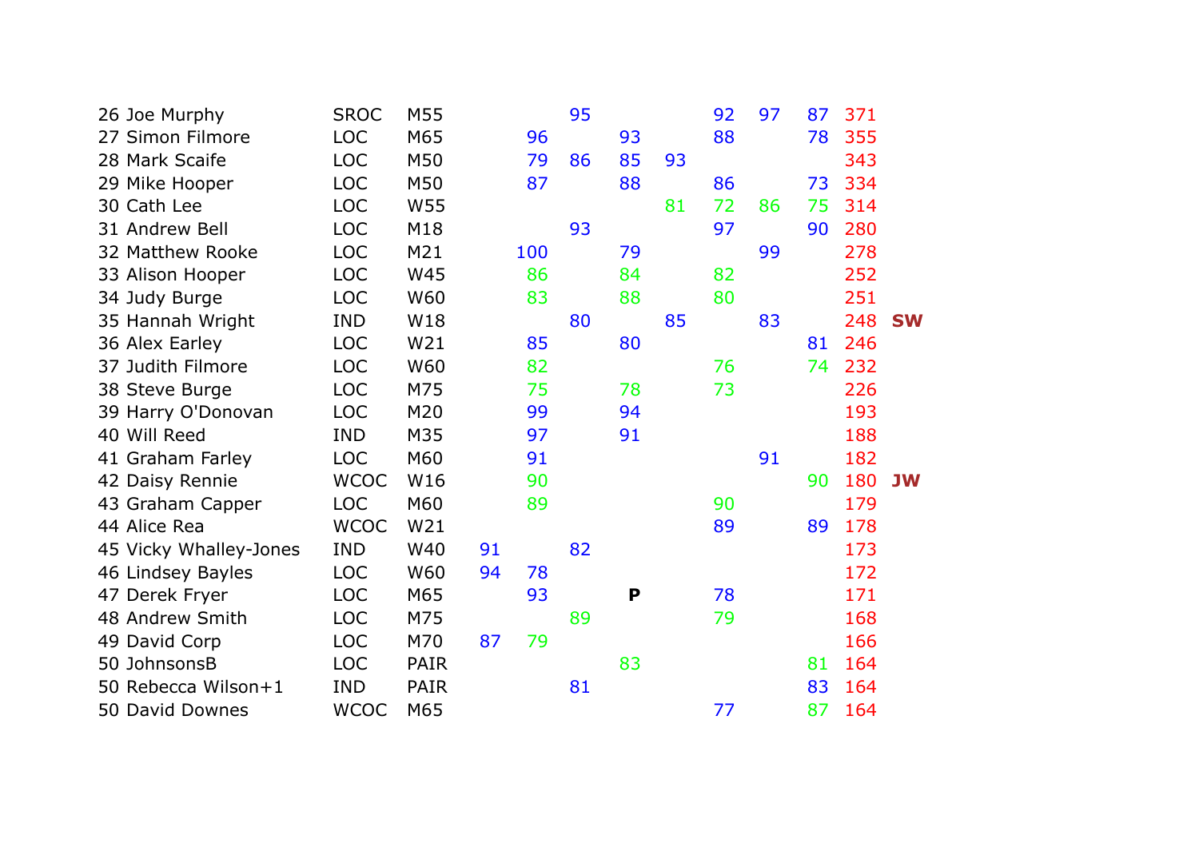| Pos | Name | Club | Class | | | | | | | | | Total | |
|---|---|---|---|---|---|---|---|---|---|---|---|---|---|
| 26 | Joe Murphy | SROC | M55 | | | 95 | | | 92 | 97 | 87 | 371 | |
| 27 | Simon Filmore | LOC | M65 | | 96 | | 93 | | 88 | | 78 | 355 | |
| 28 | Mark Scaife | LOC | M50 | | 79 | 86 | 85 | 93 | | | | 343 | |
| 29 | Mike Hooper | LOC | M50 | | 87 | | 88 | | 86 | | 73 | 334 | |
| 30 | Cath Lee | LOC | W55 | | | | | 81 | 72 | 86 | 75 | 314 | |
| 31 | Andrew Bell | LOC | M18 | | | 93 | | | 97 | | 90 | 280 | |
| 32 | Matthew Rooke | LOC | M21 | | 100 | | 79 | | | 99 | | 278 | |
| 33 | Alison Hooper | LOC | W45 | | 86 | | 84 | | 82 | | | 252 | |
| 34 | Judy Burge | LOC | W60 | | 83 | | 88 | | 80 | | | 251 | |
| 35 | Hannah Wright | IND | W18 | | | 80 | | 85 | | 83 | | 248 | **SW** |
| 36 | Alex Earley | LOC | W21 | | 85 | | 80 | | | | 81 | 246 | |
| 37 | Judith Filmore | LOC | W60 | | 82 | | | | 76 | | 74 | 232 | |
| 38 | Steve Burge | LOC | M75 | | 75 | | 78 | | 73 | | | 226 | |
| 39 | Harry O'Donovan | LOC | M20 | | 99 | | 94 | | | | | 193 | |
| 40 | Will Reed | IND | M35 | | 97 | | 91 | | | | | 188 | |
| 41 | Graham Farley | LOC | M60 | | 91 | | | | | 91 | | 182 | |
| 42 | Daisy Rennie | WCOC | W16 | | 90 | | | | | | 90 | 180 | **JW** |
| 43 | Graham Capper | LOC | M60 | | 89 | | | | 90 | | | 179 | |
| 44 | Alice Rea | WCOC | W21 | | | | | | 89 | | 89 | 178 | |
| 45 | Vicky Whalley-Jones | IND | W40 | 91 | | 82 | | | | | | 173 | |
| 46 | Lindsey Bayles | LOC | W60 | 94 | 78 | | | | | | | 172 | |
| 47 | Derek Fryer | LOC | M65 | | 93 | | **P** | | 78 | | | 171 | |
| 48 | Andrew Smith | LOC | M75 | | | 89 | | | 79 | | | 168 | |
| 49 | David Corp | LOC | M70 | 87 | 79 | | | | | | | 166 | |
| 50 | JohnsonsB | LOC | PAIR | | | | 83 | | | | 81 | 164 | |
| 50 | Rebecca Wilson+1 | IND | PAIR | | | 81 | | | | | 83 | 164 | |
| 50 | David Downes | WCOC | M65 | | | | | | 77 | | 87 | 164 | |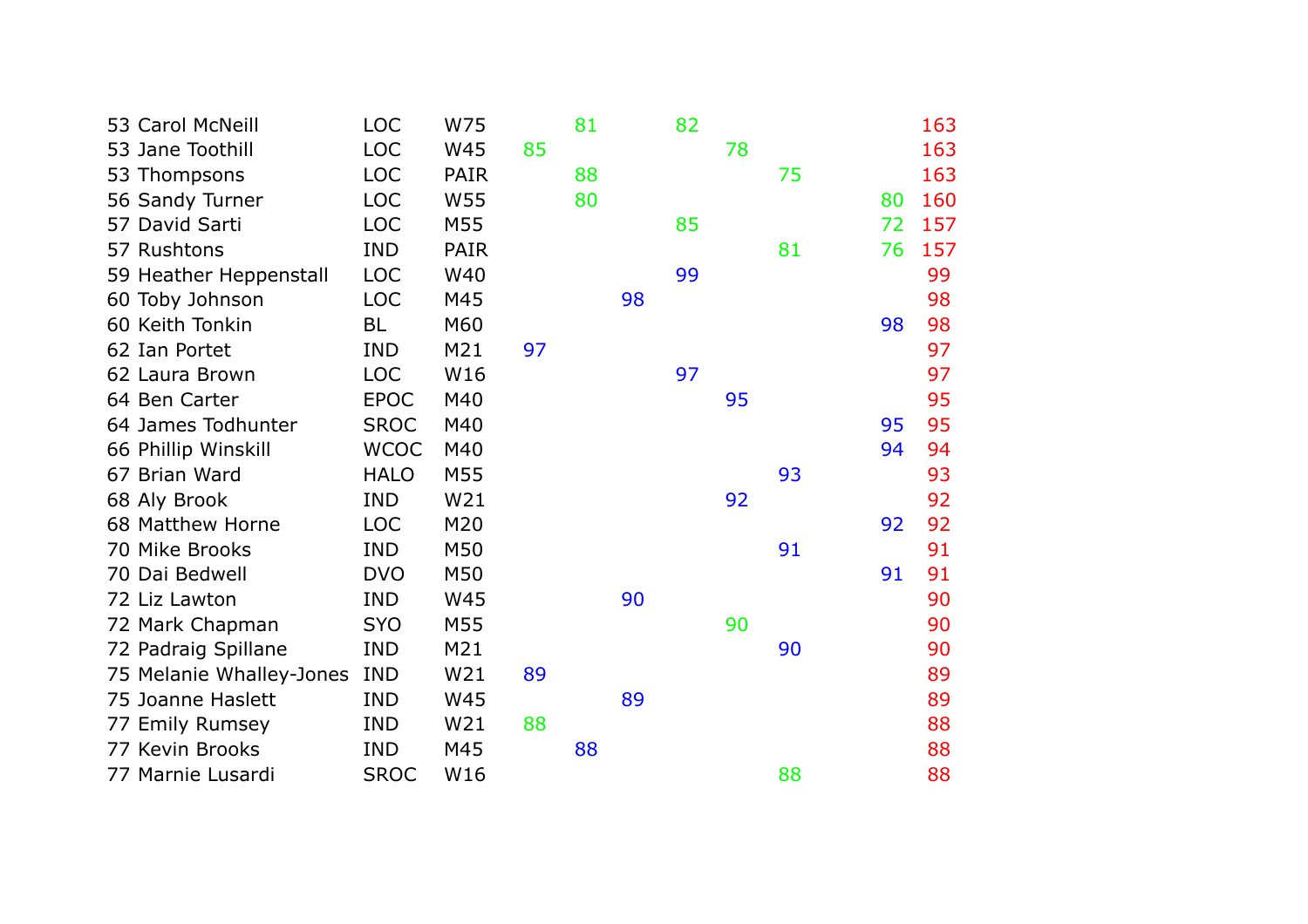| | | | | | | | | | | | | |
|---|---|---|---|---|---|---|---|---|---|---|---|---|
| 53 | Carol McNeill | LOC | W75 | | 81 | | 82 | | | | | 163 |
| 53 | Jane Toothill | LOC | W45 | 85 | | | | 78 | | | | 163 |
| 53 | Thompsons | LOC | PAIR | | 88 | | | | 75 | | | 163 |
| 56 | Sandy Turner | LOC | W55 | | 80 | | | | | | 80 | 160 |
| 57 | David Sarti | LOC | M55 | | | | 85 | | | | 72 | 157 |
| 57 | Rushtons | IND | PAIR | | | | | | 81 | | 76 | 157 |
| 59 | Heather Heppenstall | LOC | W40 | | | | 99 | | | | | 99 |
| 60 | Toby Johnson | LOC | M45 | | | 98 | | | | | | 98 |
| 60 | Keith Tonkin | BL | M60 | | | | | | | | 98 | 98 |
| 62 | Ian Portet | IND | M21 | 97 | | | | | | | | 97 |
| 62 | Laura Brown | LOC | W16 | | | | 97 | | | | | 97 |
| 64 | Ben Carter | EPOC | M40 | | | | | 95 | | | | 95 |
| 64 | James Todhunter | SROC | M40 | | | | | | | | 95 | 95 |
| 66 | Phillip Winskill | WCOC | M40 | | | | | | | | 94 | 94 |
| 67 | Brian Ward | HALO | M55 | | | | | | 93 | | | 93 |
| 68 | Aly Brook | IND | W21 | | | | | 92 | | | | 92 |
| 68 | Matthew Horne | LOC | M20 | | | | | | | | 92 | 92 |
| 70 | Mike Brooks | IND | M50 | | | | | | 91 | | | 91 |
| 70 | Dai Bedwell | DVO | M50 | | | | | | | | 91 | 91 |
| 72 | Liz Lawton | IND | W45 | | | 90 | | | | | | 90 |
| 72 | Mark Chapman | SYO | M55 | | | | | 90 | | | | 90 |
| 72 | Padraig Spillane | IND | M21 | | | | | | 90 | | | 90 |
| 75 | Melanie Whalley-Jones | IND | W21 | 89 | | | | | | | | 89 |
| 75 | Joanne Haslett | IND | W45 | | | 89 | | | | | | 89 |
| 77 | Emily Rumsey | IND | W21 | 88 | | | | | | | | 88 |
| 77 | Kevin Brooks | IND | M45 | | 88 | | | | | | | 88 |
| 77 | Marnie Lusardi | SROC | W16 | | | | | | 88 | | | 88 |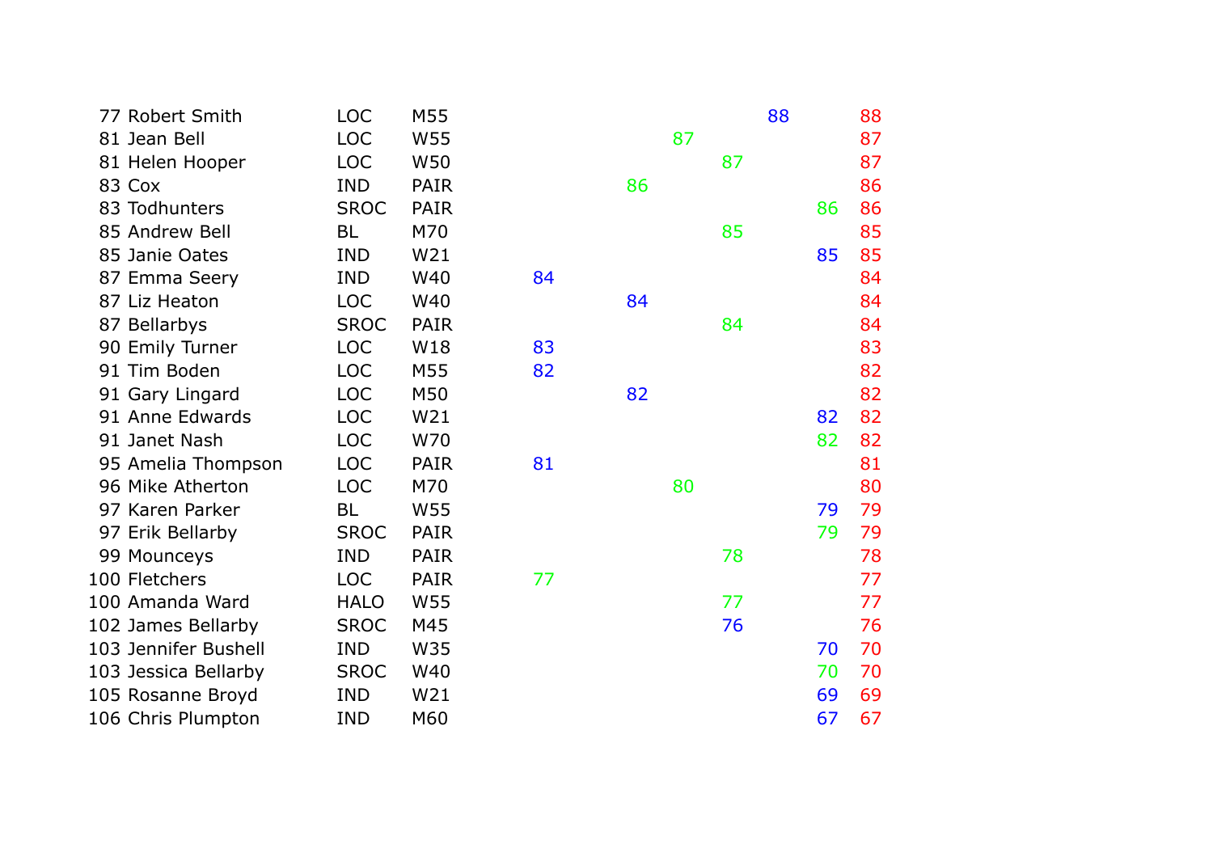| | | | | | | | | | | |
|---|---|---|---|---|---|---|---|---|---|---|
| 77 Robert Smith | LOC | M55 | | | | | | 88 | | 88 |
| 81 Jean Bell | LOC | W55 | | | | 87 | | | | 87 |
| 81 Helen Hooper | LOC | W50 | | | | | 87 | | | 87 |
| 83 Cox | IND | PAIR | | | 86 | | | | | 86 |
| 83 Todhunters | SROC | PAIR | | | | | | | 86 | 86 |
| 85 Andrew Bell | BL | M70 | | | | | 85 | | | 85 |
| 85 Janie Oates | IND | W21 | | | | | | | 85 | 85 |
| 87 Emma Seery | IND | W40 | 84 | | | | | | | 84 |
| 87 Liz Heaton | LOC | W40 | | | 84 | | | | | 84 |
| 87 Bellarbys | SROC | PAIR | | | | | 84 | | | 84 |
| 90 Emily Turner | LOC | W18 | 83 | | | | | | | 83 |
| 91 Tim Boden | LOC | M55 | 82 | | | | | | | 82 |
| 91 Gary Lingard | LOC | M50 | | | 82 | | | | | 82 |
| 91 Anne Edwards | LOC | W21 | | | | | | | 82 | 82 |
| 91 Janet Nash | LOC | W70 | | | | | | | 82 | 82 |
| 95 Amelia Thompson | LOC | PAIR | 81 | | | | | | | 81 |
| 96 Mike Atherton | LOC | M70 | | | | 80 | | | | 80 |
| 97 Karen Parker | BL | W55 | | | | | | | 79 | 79 |
| 97 Erik Bellarby | SROC | PAIR | | | | | | | 79 | 79 |
| 99 Mounceys | IND | PAIR | | | | | 78 | | | 78 |
| 100 Fletchers | LOC | PAIR | 77 | | | | | | | 77 |
| 100 Amanda Ward | HALO | W55 | | | | | 77 | | | 77 |
| 102 James Bellarby | SROC | M45 | | | | | 76 | | | 76 |
| 103 Jennifer Bushell | IND | W35 | | | | | | | 70 | 70 |
| 103 Jessica Bellarby | SROC | W40 | | | | | | | 70 | 70 |
| 105 Rosanne Broyd | IND | W21 | | | | | | | 69 | 69 |
| 106 Chris Plumpton | IND | M60 | | | | | | | 67 | 67 |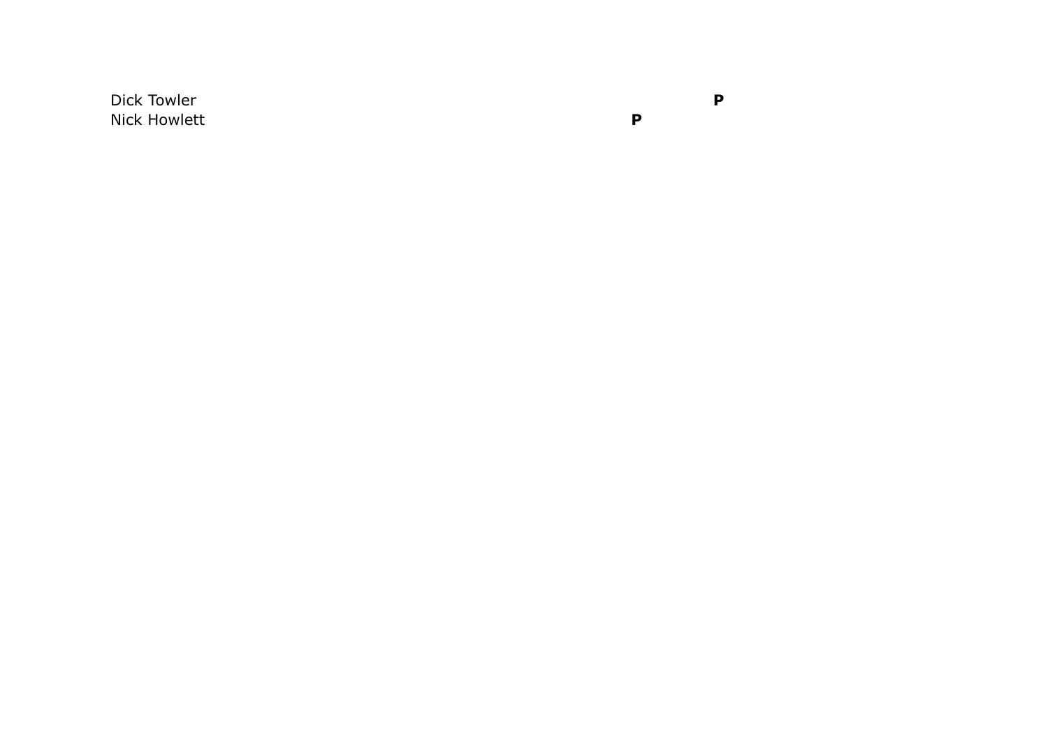| | | |
|---|---|---|
| Dick Towler | | **P** |
| Nick Howlett | **P** | |